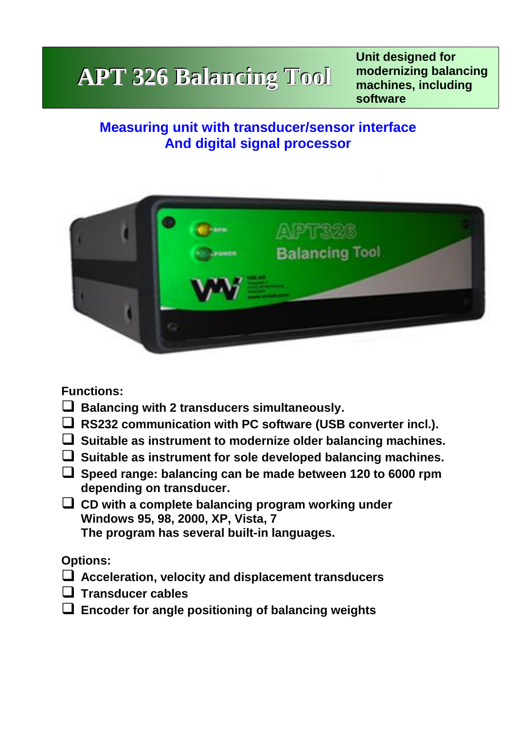# APT 326 Balancing Tool

**Unit designed for modernizing balancing machines, including software**

**Measuring unit with transducer/sensor interface**
**And digital signal processor**

**Functions:**

- **Balancing with 2 transducers simultaneously.**
- **RS232 communication with PC software (USB converter incl.).**
- **Suitable as instrument to modernize older balancing machines.**
- **Suitable as instrument for sole developed balancing machines.**
- **Speed range: balancing can be made between 120 to 6000 rpm depending on transducer.**
- **CD with a complete balancing program working under Windows 95, 98, 2000, XP, Vista, 7**
  **The program has several built-in languages.**

**Options:**

- **Acceleration, velocity and displacement transducers**
- **Transducer cables**
- **Encoder for angle positioning of balancing weights**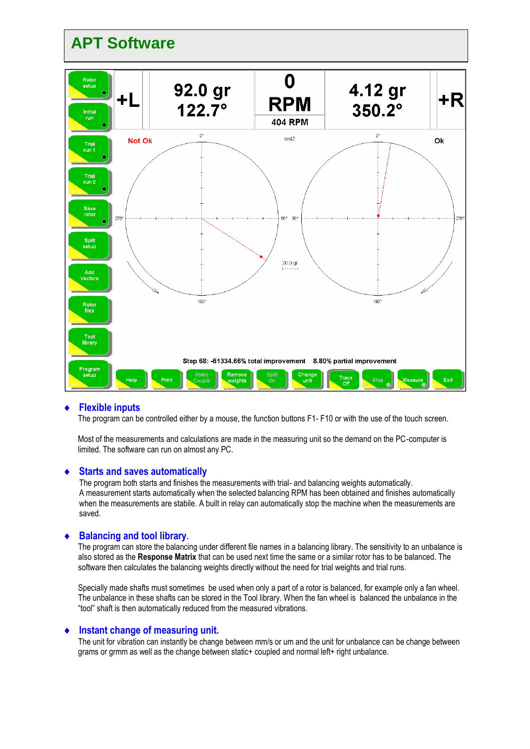# APT Software

- **Flexible inputs**

The program can be controlled either by a mouse, the function buttons F1- F10 or with the use of the touch screen.

Most of the measurements and calculations are made in the measuring unit so the demand on the PC-computer is limited. The software can run on almost any PC.

- **Starts and saves automatically**

The program both starts and finishes the measurements with trial- and balancing weights automatically.
A measurement starts automatically when the selected balancing RPM has been obtained and finishes automatically when the measurements are stabile. A built in relay can automatically stop the machine when the measurements are saved.

- **Balancing and tool library.**

The program can store the balancing under different file names in a balancing library. The sensitivity to an unbalance is also stored as the **Response Matrix** that can be used next time the same or a similar rotor has to be balanced. The software then calculates the balancing weights directly without the need for trial weights and trial runs.

Specially made shafts must sometimes be used when only a part of a rotor is balanced, for example only a fan wheel. The unbalance in these shafts can be stored in the Tool library. When the fan wheel is balanced the unbalance in the "tool" shaft is then automatically reduced from the measured vibrations.

- **Instant change of measuring unit.**

The unit for vibration can instantly be change between mm/s or um and the unit for unbalance can be change between grams or grmm as well as the change between static+ coupled and normal left+ right unbalance.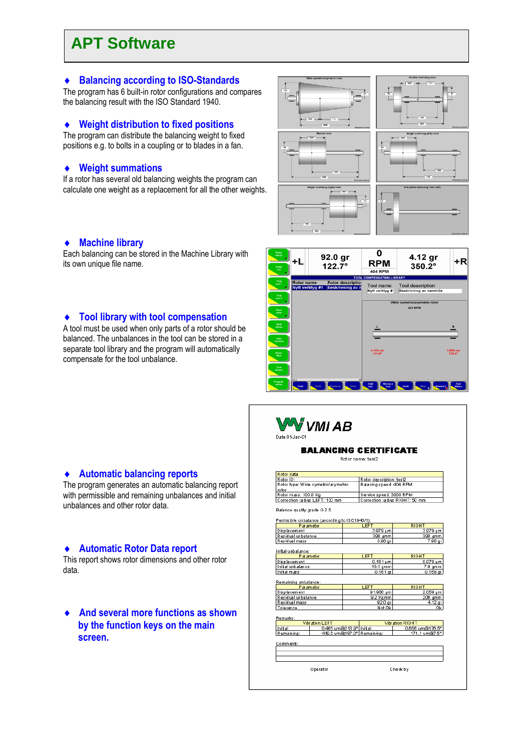# APT Software

## ♦ Balancing according to ISO-Standards

The program has 6 built-in rotor configurations and compares the balancing result with the ISO Standard 1940.

## ♦ Weight distribution to fixed positions

The program can distribute the balancing weight to fixed positions e.g. to bolts in a coupling or to blades in a fan.

## ♦ Weight summations

If a rotor has several old balancing weights the program can calculate one weight as a replacement for all the other weights.

## ♦ Machine library

Each balancing can be stored in the Machine Library with its own unique file name.

## ♦ Tool library with tool compensation

A tool must be used when only parts of a rotor should be balanced. The unbalances in the tool can be stored in a separate tool library and the program will automatically compensate for the tool unbalance.

## ♦ Automatic balancing reports

The program generates an automatic balancing report with permissible and remaining unbalances and initial unbalances and other rotor data.

## ♦ Automatic Rotor Data report

This report shows rotor dimensions and other rotor data.

## ♦ And several more functions as shown by the function keys on the main screen.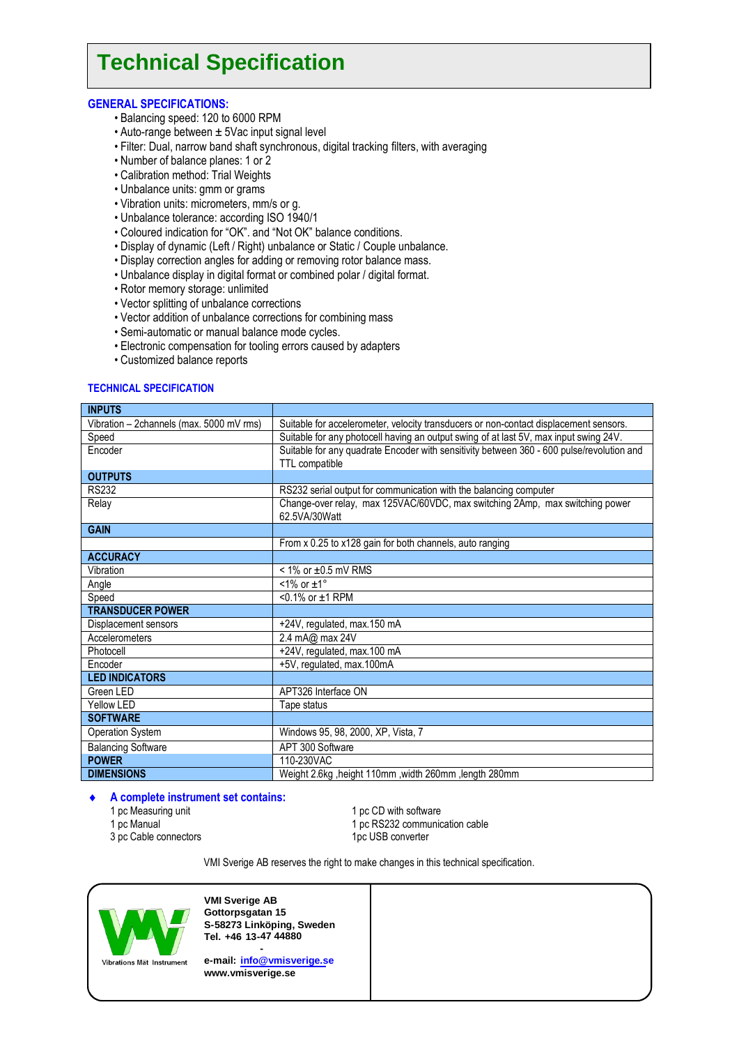# Technical Specification

### GENERAL SPECIFICATIONS:

- Balancing speed: 120 to 6000 RPM
- Auto-range between ± 5Vac input signal level
- Filter: Dual, narrow band shaft synchronous, digital tracking filters, with averaging
- Number of balance planes: 1 or 2
- Calibration method: Trial Weights
- Unbalance units: gmm or grams
- Vibration units: micrometers, mm/s or g.
- Unbalance tolerance: according ISO 1940/1
- Coloured indication for "OK". and "Not OK" balance conditions.
- Display of dynamic (Left / Right) unbalance or Static / Couple unbalance.
- Display correction angles for adding or removing rotor balance mass.
- Unbalance display in digital format or combined polar / digital format.
- Rotor memory storage: unlimited
- Vector splitting of unbalance corrections
- Vector addition of unbalance corrections for combining mass
- Semi-automatic or manual balance mode cycles.
- Electronic compensation for tooling errors caused by adapters
- Customized balance reports

### TECHNICAL SPECIFICATION

| | |
|---|---|
| **INPUTS** | |
| Vibration – 2channels (max. 5000 mV rms) | Suitable for accelerometer, velocity transducers or non-contact displacement sensors. |
| Speed | Suitable for any photocell having an output swing of at last 5V, max input swing 24V. |
| Encoder | Suitable for any quadrate Encoder with sensitivity between 360 - 600 pulse/revolution and TTL compatible |
| **OUTPUTS** | |
| RS232 | RS232 serial output for communication with the balancing computer |
| Relay | Change-over relay, max 125VAC/60VDC, max switching 2Amp, max switching power 62.5VA/30Watt |
| **GAIN** | |
| | From x 0.25 to x128 gain for both channels, auto ranging |
| **ACCURACY** | |
| Vibration | < 1% or ±0.5 mV RMS |
| Angle | <1% or ±1° |
| Speed | <0.1% or ±1 RPM |
| **TRANSDUCER POWER** | |
| Displacement sensors | +24V, regulated, max.150 mA |
| Accelerometers | 2.4 mA@ max 24V |
| Photocell | +24V, regulated, max.100 mA |
| Encoder | +5V, regulated, max.100mA |
| **LED INDICATORS** | |
| Green LED | APT326 Interface ON |
| Yellow LED | Tape status |
| **SOFTWARE** | |
| Operation System | Windows 95, 98, 2000, XP, Vista, 7 |
| Balancing Software | APT 300 Software |
| **POWER** | 110-230VAC |
| **DIMENSIONS** | Weight 2.6kg ,height 110mm ,width 260mm ,length 280mm |

### ♦ A complete instrument set contains:

1 pc Measuring unit
1 pc Manual
3 pc Cable connectors
1 pc CD with software
1 pc RS232 communication cable
1pc USB converter

VMI Sverige AB reserves the right to make changes in this technical specification.

Vibrations Mät Instrument

**VMI Sverige AB**
**Gottorpsgatan 15**
**S-58273 Linköping, Sweden**
**Tel. +46 13-47 44880**

**e-mail: info@vmisverige.se**
**www.vmisverige.se**